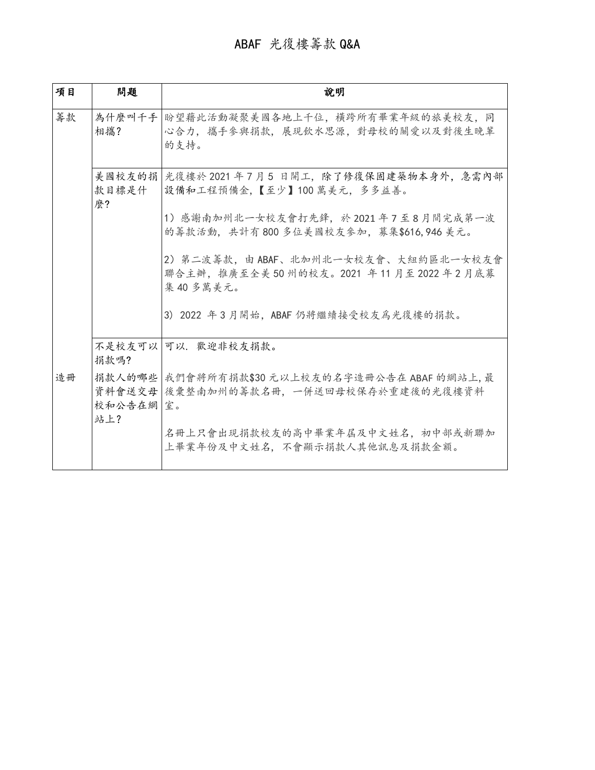# ABAF 光復樓籌款 Q&A

| 項目 | 問題 | 說明 |
| --- | --- | --- |
| 籌款 | 為什麼叫千手相攜? | 盼望藉此活動凝聚美國各地上千位，橫跨所有畢業年級的旅美校友，同心合力，攜手參與捐款，展現飲水思源，對母校的關愛以及對後生晚輩的支持。 |
| | 美國校友的捐款目標是什麼? | 光復樓於 2021 年 7 月 5 日開工，除了修復保固建築物本身外，急需內部設備和工程預備金，【至少】100 萬美元，多多益善。<br><br>1）感謝南加州北一女校友會打先鋒，於 2021 年 7 至 8 月間完成第一波的籌款活動，共計有 800 多位美國校友參加，募集$616,946 美元。<br><br>2）第二波籌款，由 ABAF、北加州北一女校友會、大紐約區北一女校友會聯合主辦，推廣至全美 50 州的校友。2021 年 11 月至 2022 年 2 月底募集 40 多萬美元。<br><br>3）2022 年 3 月開始，ABAF 仍將繼續接受校友爲光復樓的捐款。 |
| | 不是校友可以捐款嗎? | 可以. 歡迎非校友捐款。 |
| 造冊 | 捐款人的哪些資料會送交母校和公告在網站上? | 我們會將所有捐款$30 元以上校友的名字造冊公告在 ABAF 的網站上,最後彙整南加州的籌款名冊，一併送回母校保存於重建後的光復樓資料室。<br><br>名冊上只會出現捐款校友的高中畢業年屆及中文姓名，初中部或新聯加上畢業年份及中文姓名，不會顯示捐款人其他訊息及捐款金額。 |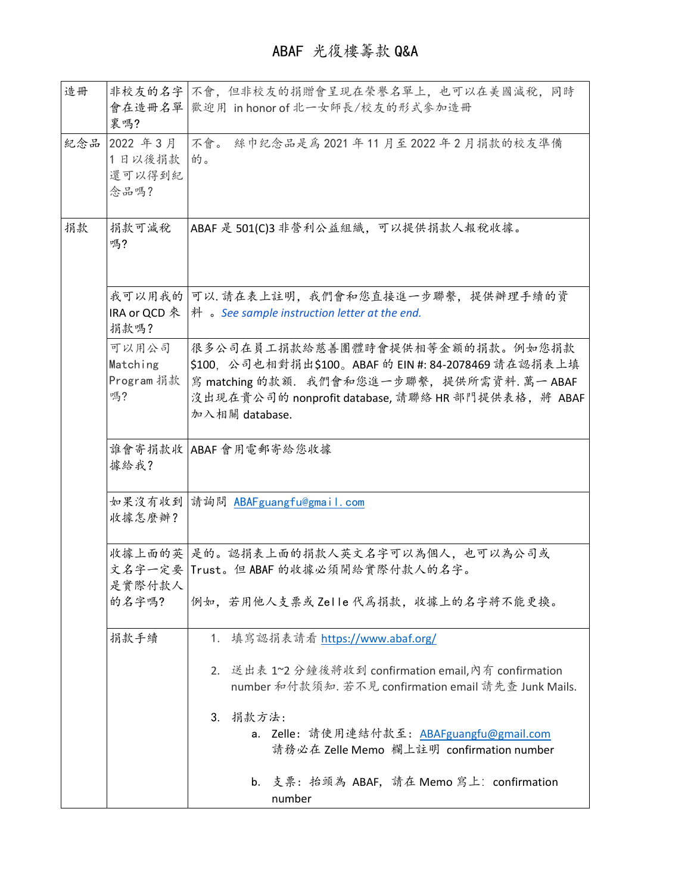# ABAF 光復樓籌款 Q&A

| | | |
|---|---|---|
| 造冊 | 非校友的名字會在造冊名單裏嗎? | 不會，但非校友的捐贈會呈現在榮譽名單上，也可以在美國減稅，同時歡迎用 in honor of 北一女師長/校友的形式參加造冊 |
| 紀念品 | 2022 年 3 月 1 日以後捐款還可以得到紀念品嗎? | 不會。 絲巾紀念品是爲 2021 年 11 月至 2022 年 2 月捐款的校友準備的。 |
| 捐款 | 捐款可減稅嗎? | ABAF 是 501(C)3 非營利公益組織，可以提供捐款人報稅收據。 |
| | 我可以用我的 IRA or QCD 來捐款嗎? | 可以. 請在表上註明，我們會和您直接進一步聯繫，提供辦理手續的資料 。*See sample instruction letter at the end.* |
| | 可以用公司 Matching Program 捐款嗎? | 很多公司在員工捐款給慈善團體時會提供相等金額的捐款。例如您捐款 $100，公司也相對捐出$100。ABAF 的 EIN #: 84-2078469 請在認捐表上填寫 matching 的款額. 我們會和您進一步聯繫，提供所需資料. 萬一 ABAF 沒出現在貴公司的 nonprofit database, 請聯絡 HR 部門提供表格，將 ABAF 加入相關 database. |
| | 誰會寄捐款收據給我? | ABAF 會用電郵寄給您收據 |
| | 如果沒有收到收據怎麼辦? | 請詢問 ABAFguangfu@gmail.com |
| | 收據上面的英文名字一定要是實際付款人的名字嗎? | 是的。認捐表上面的捐款人英文名字可以為個人，也可以為公司或 Trust。但 ABAF 的收據必須開給實際付款人的名字。<br><br>例如，若用他人支票或 Zelle 代爲捐款，收據上的名字將不能更換。 |
| | 捐款手續 | 1. 填寫認捐表請看 https://www.abaf.org/<br><br>2. 送出表 1~2 分鐘後將收到 confirmation email,內有 confirmation number 和付款須知. 若不見 confirmation email 請先查 Junk Mails.<br><br>3. 捐款方法:<br>a. Zelle：請使用連結付款至：ABAFguangfu@gmail.com 請務必在 Zelle Memo 欄上註明 confirmation number<br><br>b. 支票：抬頭為 ABAF，請在 Memo 寫上：confirmation number |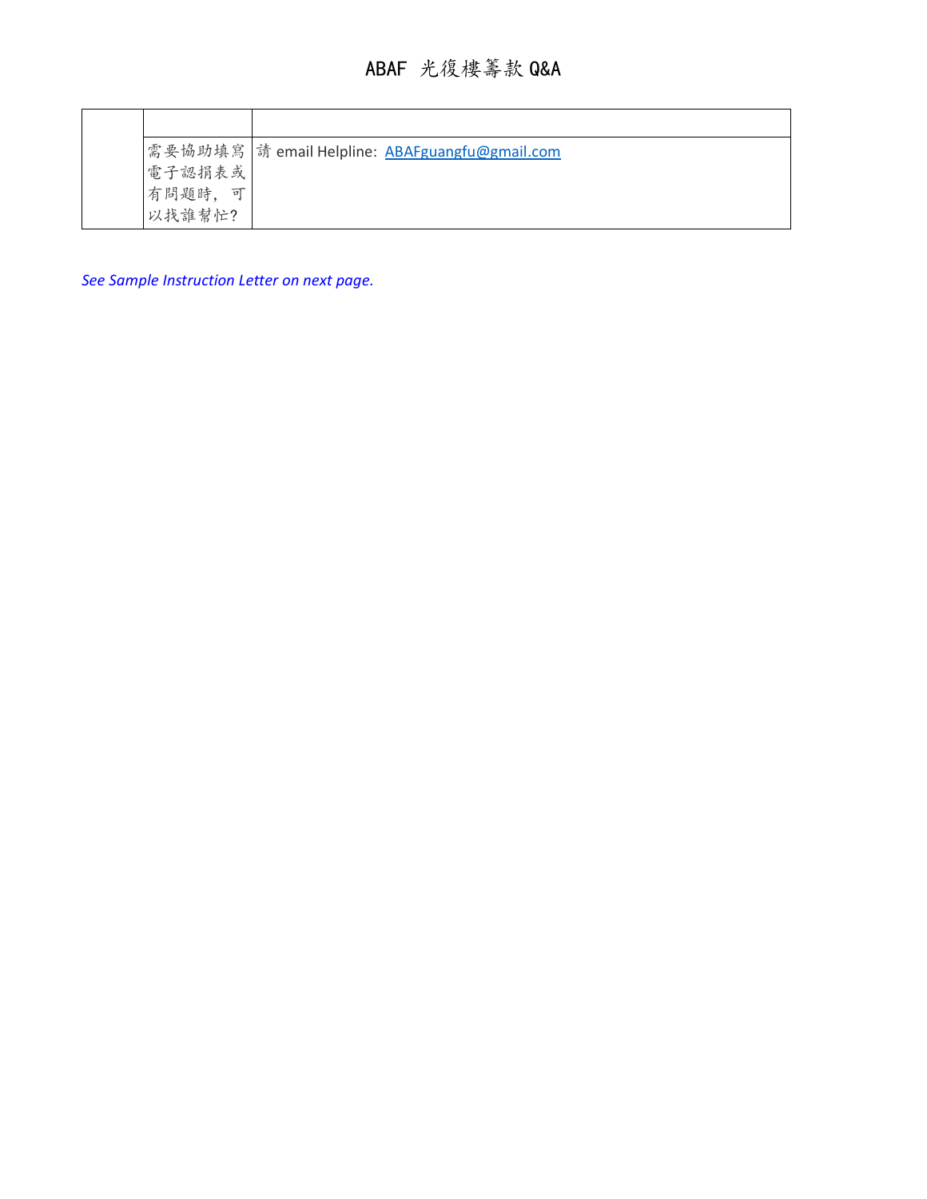# ABAF 光復樓籌款 Q&A

| | | |
|---|---|---|
| | 需要協助填寫電子認捐表或有問題時，可以找誰幫忙? | 請 email Helpline: ABAFguangfu@gmail.com |

*See Sample Instruction Letter on next page.*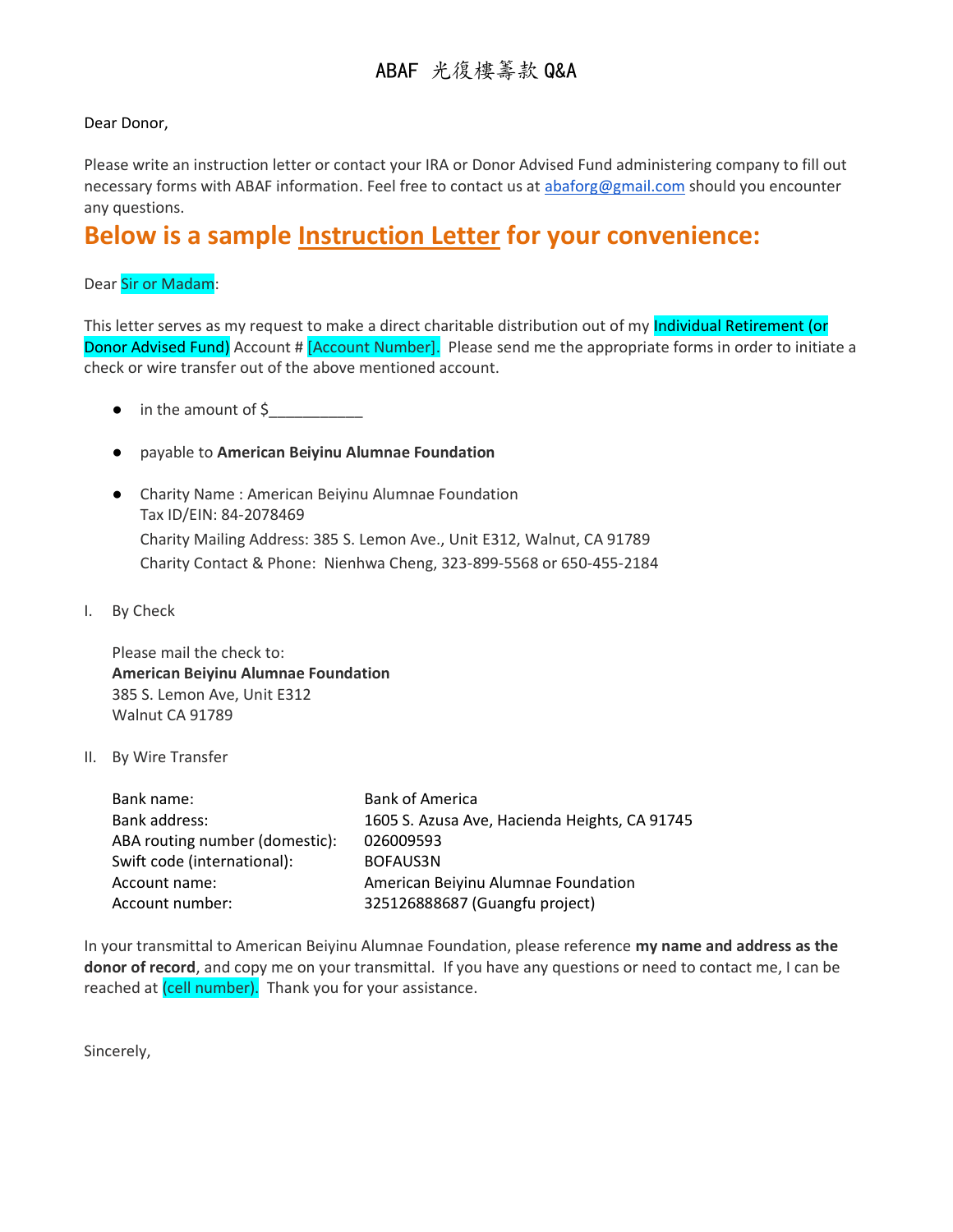# ABAF 光復樓籌款 Q&A

Dear Donor,

Please write an instruction letter or contact your IRA or Donor Advised Fund administering company to fill out necessary forms with ABAF information. Feel free to contact us at abaforg@gmail.com should you encounter any questions.

## Below is a sample Instruction Letter for your convenience:

Dear Sir or Madam:

This letter serves as my request to make a direct charitable distribution out of my Individual Retirement (or Donor Advised Fund) Account # [Account Number]. Please send me the appropriate forms in order to initiate a check or wire transfer out of the above mentioned account.

- in the amount of $___________
- payable to **American Beiyinu Alumnae Foundation**
- Charity Name : American Beiyinu Alumnae Foundation
  Tax ID/EIN: 84-2078469
  Charity Mailing Address: 385 S. Lemon Ave., Unit E312, Walnut, CA 91789
  Charity Contact & Phone: Nienhwa Cheng, 323-899-5568 or 650-455-2184

I. By Check

Please mail the check to:
**American Beiyinu Alumnae Foundation**
385 S. Lemon Ave, Unit E312
Walnut CA 91789

II. By Wire Transfer

| | |
|---|---|
| Bank name: | Bank of America |
| Bank address: | 1605 S. Azusa Ave, Hacienda Heights, CA 91745 |
| ABA routing number (domestic): | 026009593 |
| Swift code (international): | BOFAUS3N |
| Account name: | American Beiyinu Alumnae Foundation |
| Account number: | 325126888687 (Guangfu project) |

In your transmittal to American Beiyinu Alumnae Foundation, please reference **my name and address as the donor of record**, and copy me on your transmittal. If you have any questions or need to contact me, I can be reached at (cell number). Thank you for your assistance.

Sincerely,